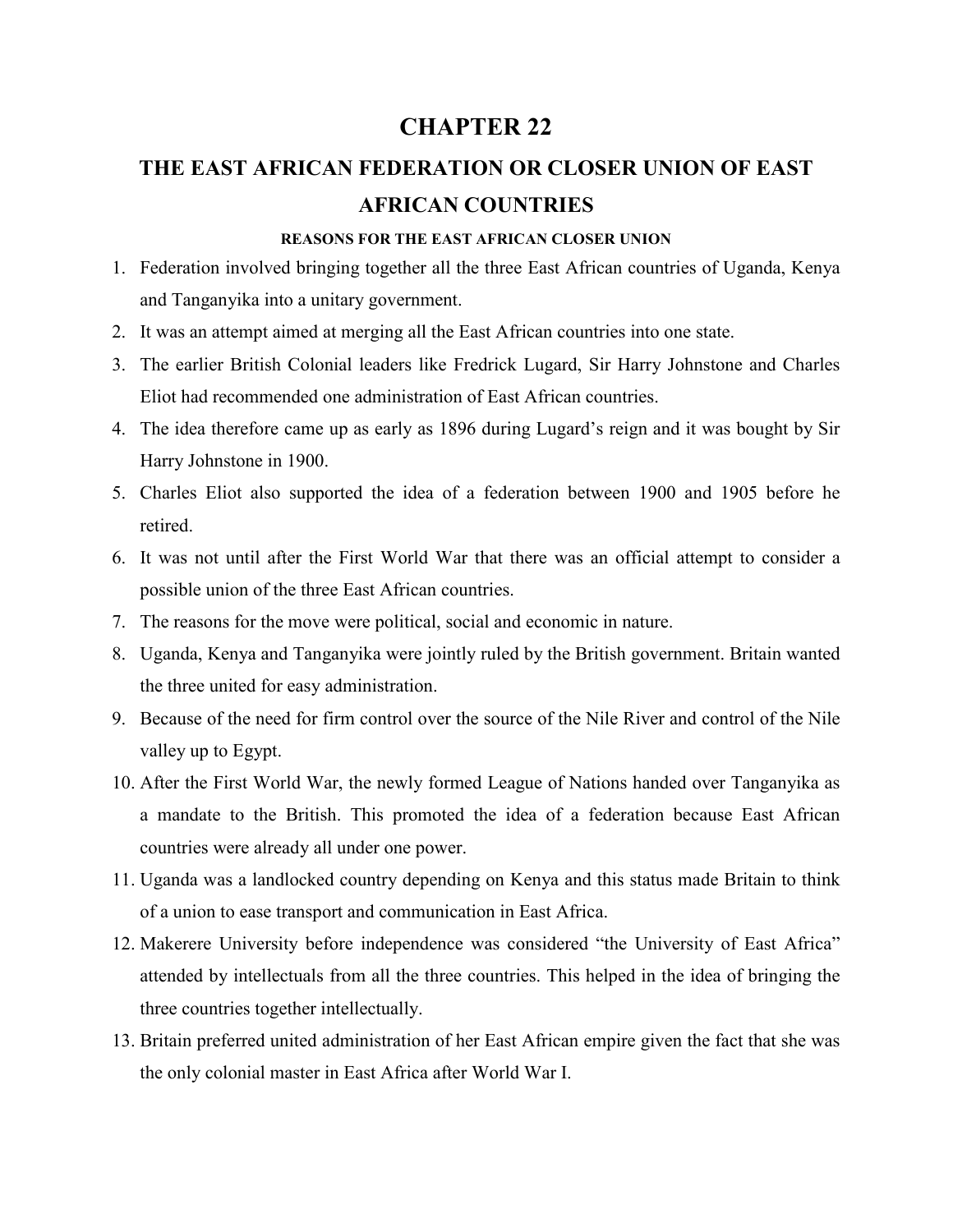# CHAPTER 22

## THE EAST AFRICAN FEDERATION OR CLOSER UNION OF EAST AFRICAN COUNTRIES

### REASONS FOR THE EAST AFRICAN CLOSER UNION

1. Federation involved bringing together all the three East African countries of Uganda, Kenya and Tanganyika into a unitary government.
2. It was an attempt aimed at merging all the East African countries into one state.
3. The earlier British Colonial leaders like Fredrick Lugard, Sir Harry Johnstone and Charles Eliot had recommended one administration of East African countries.
4. The idea therefore came up as early as 1896 during Lugard's reign and it was bought by Sir Harry Johnstone in 1900.
5. Charles Eliot also supported the idea of a federation between 1900 and 1905 before he retired.
6. It was not until after the First World War that there was an official attempt to consider a possible union of the three East African countries.
7. The reasons for the move were political, social and economic in nature.
8. Uganda, Kenya and Tanganyika were jointly ruled by the British government. Britain wanted the three united for easy administration.
9. Because of the need for firm control over the source of the Nile River and control of the Nile valley up to Egypt.
10. After the First World War, the newly formed League of Nations handed over Tanganyika as a mandate to the British. This promoted the idea of a federation because East African countries were already all under one power.
11. Uganda was a landlocked country depending on Kenya and this status made Britain to think of a union to ease transport and communication in East Africa.
12. Makerere University before independence was considered "the University of East Africa" attended by intellectuals from all the three countries. This helped in the idea of bringing the three countries together intellectually.
13. Britain preferred united administration of her East African empire given the fact that she was the only colonial master in East Africa after World War I.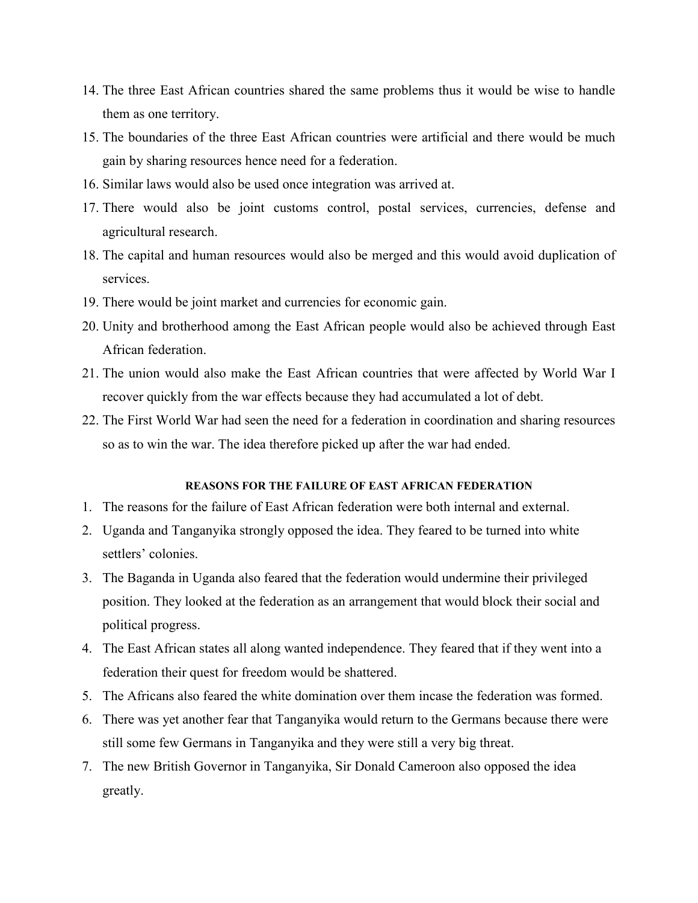14. The three East African countries shared the same problems thus it would be wise to handle them as one territory.
15. The boundaries of the three East African countries were artificial and there would be much gain by sharing resources hence need for a federation.
16. Similar laws would also be used once integration was arrived at.
17. There would also be joint customs control, postal services, currencies, defense and agricultural research.
18. The capital and human resources would also be merged and this would avoid duplication of services.
19. There would be joint market and currencies for economic gain.
20. Unity and brotherhood among the East African people would also be achieved through East African federation.
21. The union would also make the East African countries that were affected by World War I recover quickly from the war effects because they had accumulated a lot of debt.
22. The First World War had seen the need for a federation in coordination and sharing resources so as to win the war. The idea therefore picked up after the war had ended.

#### REASONS FOR THE FAILURE OF EAST AFRICAN FEDERATION

1. The reasons for the failure of East African federation were both internal and external.
2. Uganda and Tanganyika strongly opposed the idea. They feared to be turned into white settlers' colonies.
3. The Baganda in Uganda also feared that the federation would undermine their privileged position. They looked at the federation as an arrangement that would block their social and political progress.
4. The East African states all along wanted independence. They feared that if they went into a federation their quest for freedom would be shattered.
5. The Africans also feared the white domination over them incase the federation was formed.
6. There was yet another fear that Tanganyika would return to the Germans because there were still some few Germans in Tanganyika and they were still a very big threat.
7. The new British Governor in Tanganyika, Sir Donald Cameroon also opposed the idea greatly.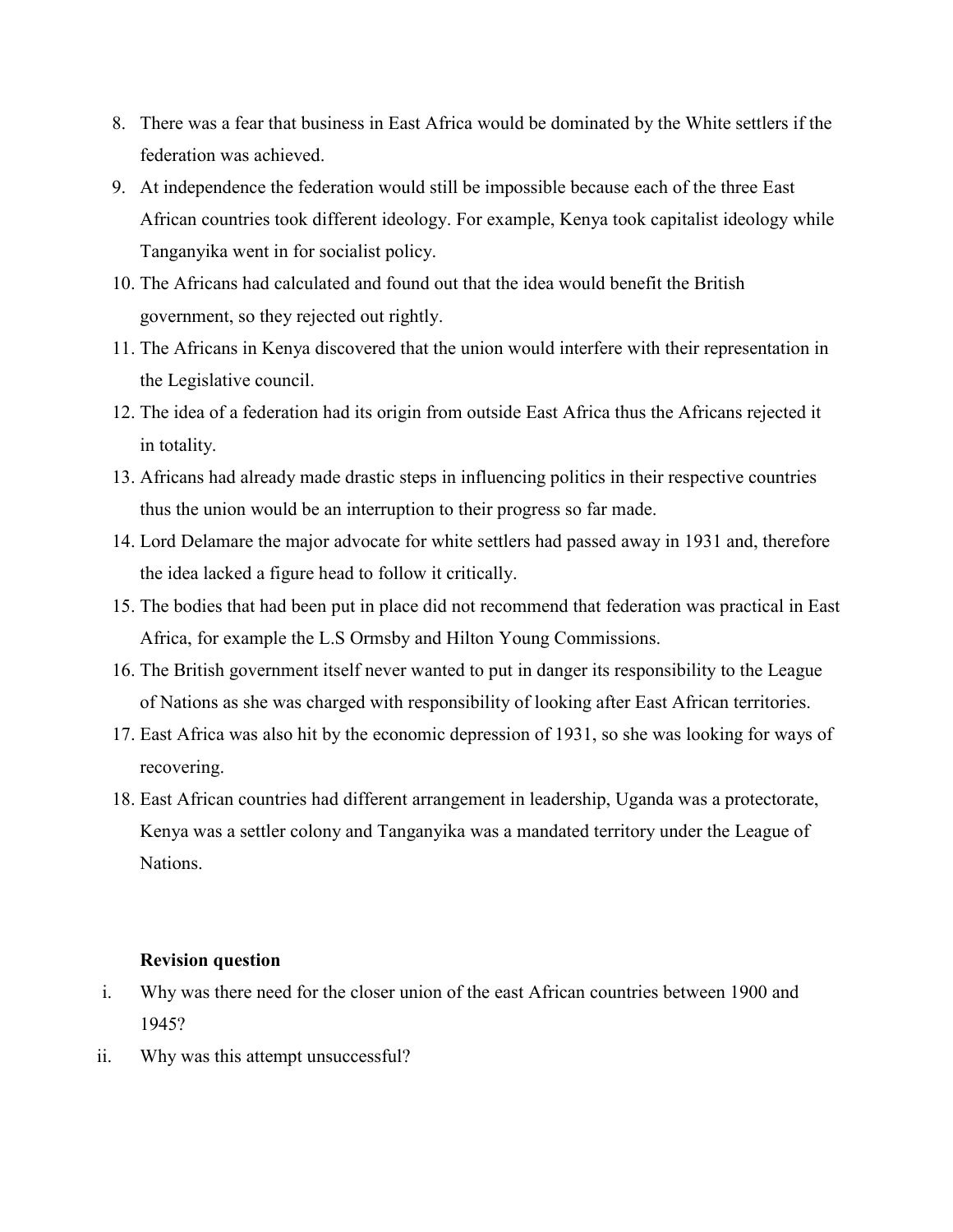8. There was a fear that business in East Africa would be dominated by the White settlers if the federation was achieved.
9. At independence the federation would still be impossible because each of the three East African countries took different ideology. For example, Kenya took capitalist ideology while Tanganyika went in for socialist policy.
10. The Africans had calculated and found out that the idea would benefit the British government, so they rejected out rightly.
11. The Africans in Kenya discovered that the union would interfere with their representation in the Legislative council.
12. The idea of a federation had its origin from outside East Africa thus the Africans rejected it in totality.
13. Africans had already made drastic steps in influencing politics in their respective countries thus the union would be an interruption to their progress so far made.
14. Lord Delamare the major advocate for white settlers had passed away in 1931 and, therefore the idea lacked a figure head to follow it critically.
15. The bodies that had been put in place did not recommend that federation was practical in East Africa, for example the L.S Ormsby and Hilton Young Commissions.
16. The British government itself never wanted to put in danger its responsibility to the League of Nations as she was charged with responsibility of looking after East African territories.
17. East Africa was also hit by the economic depression of 1931, so she was looking for ways of recovering.
18. East African countries had different arrangement in leadership, Uganda was a protectorate, Kenya was a settler colony and Tanganyika was a mandated territory under the League of Nations.

**Revision question**

i. Why was there need for the closer union of the east African countries between 1900 and 1945?

ii. Why was this attempt unsuccessful?